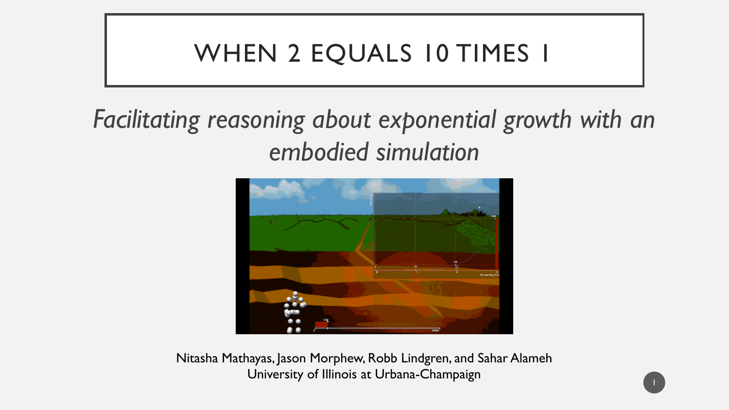# WHEN 2 EQUALS 10 TIMES 1

## *Facilitating reasoning about exponential growth with an embodied simulation*

Nitasha Mathayas, Jason Morphew, Robb Lindgren, and Sahar Alameh
University of Illinois at Urbana-Champaign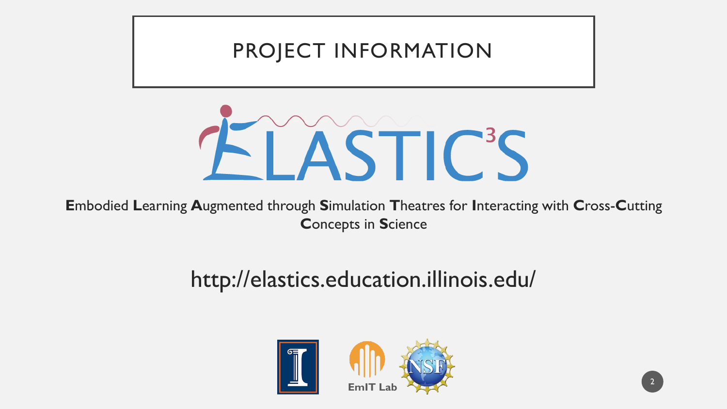# PROJECT INFORMATION

ELASTIC$^3$S

**E**mbodied **L**earning **A**ugmented through **S**imulation **T**heatres for **I**nteracting with **C**ross-**C**utting **C**oncepts in **S**cience

http://elastics.education.illinois.edu/

EmIT Lab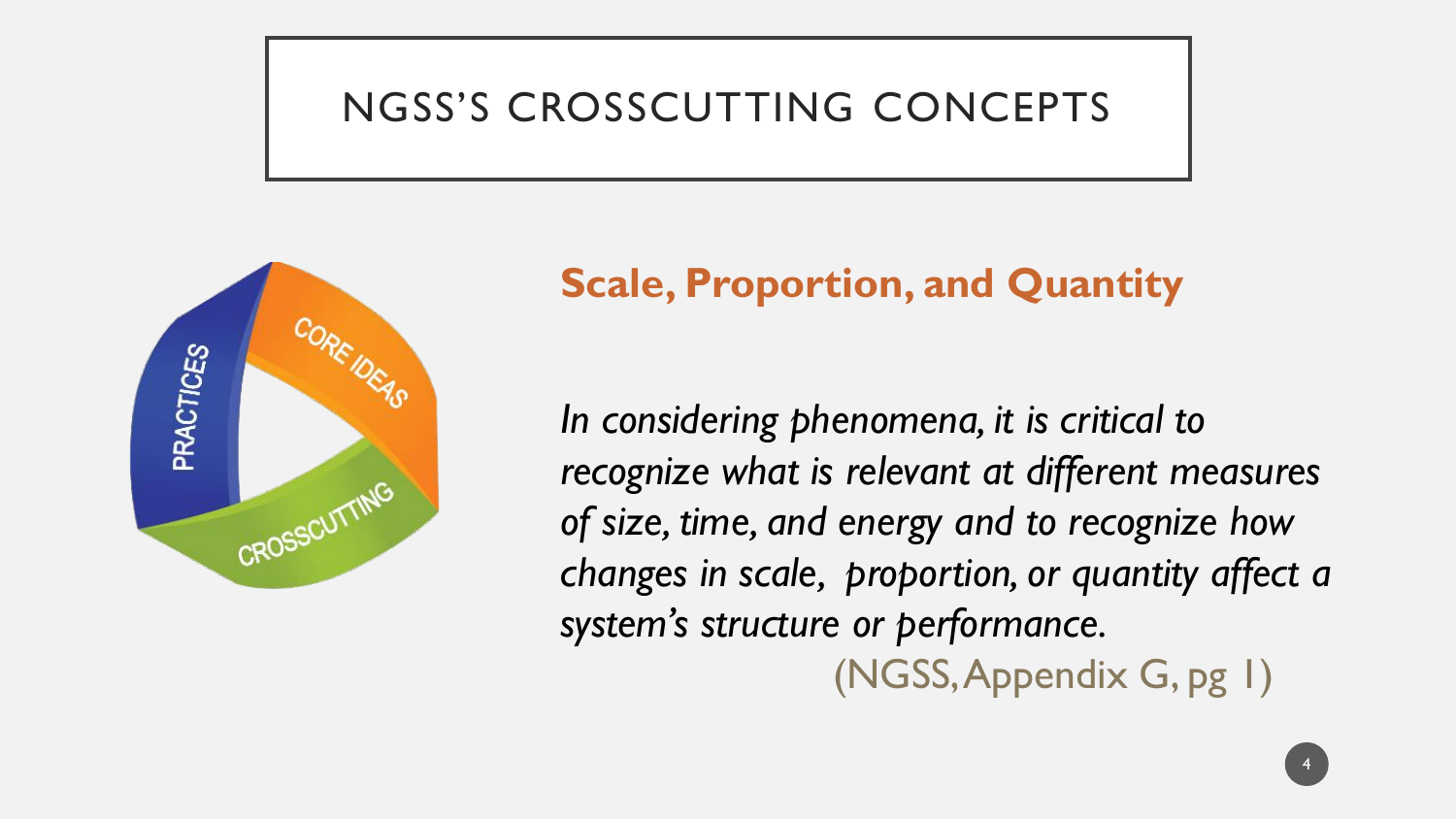# NGSS'S CROSSCUTTING CONCEPTS

## Scale, Proportion, and Quantity

*In considering phenomena, it is critical to recognize what is relevant at different measures of size, time, and energy and to recognize how changes in scale, proportion, or quantity affect a system's structure or performance.*

(NGSS, Appendix G, pg 1)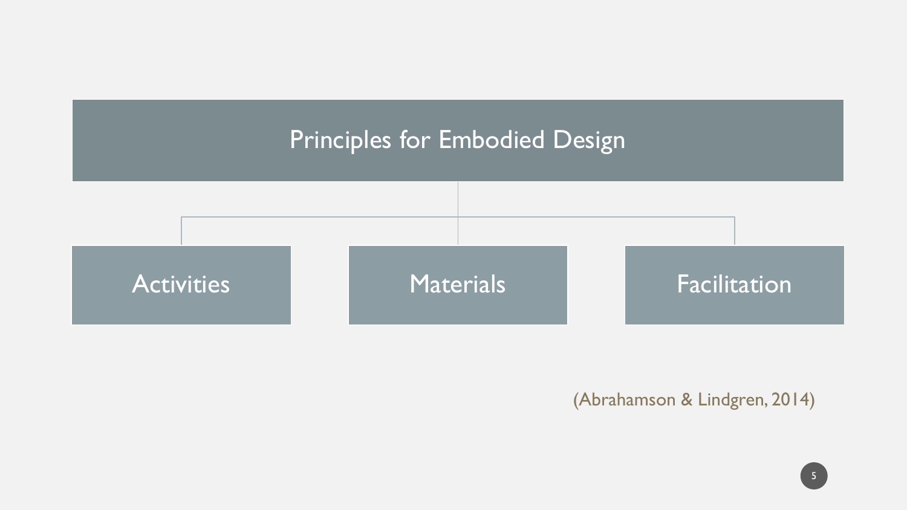# Principles for Embodied Design

- Activities
- Materials
- Facilitation

(Abrahamson & Lindgren, 2014)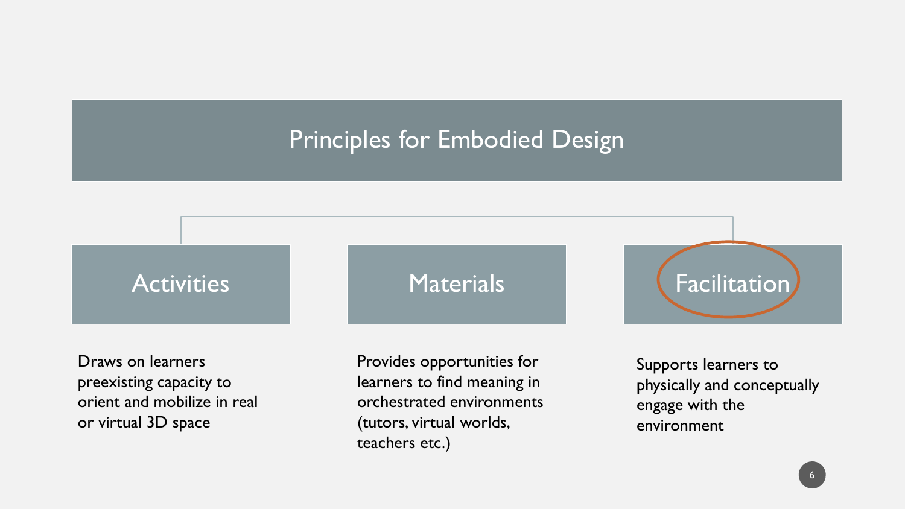# Principles for Embodied Design

## Activities

Draws on learners preexisting capacity to orient and mobilize in real or virtual 3D space

## Materials

Provides opportunities for learners to find meaning in orchestrated environments (tutors, virtual worlds, teachers etc.)

## Facilitation

Supports learners to physically and conceptually engage with the environment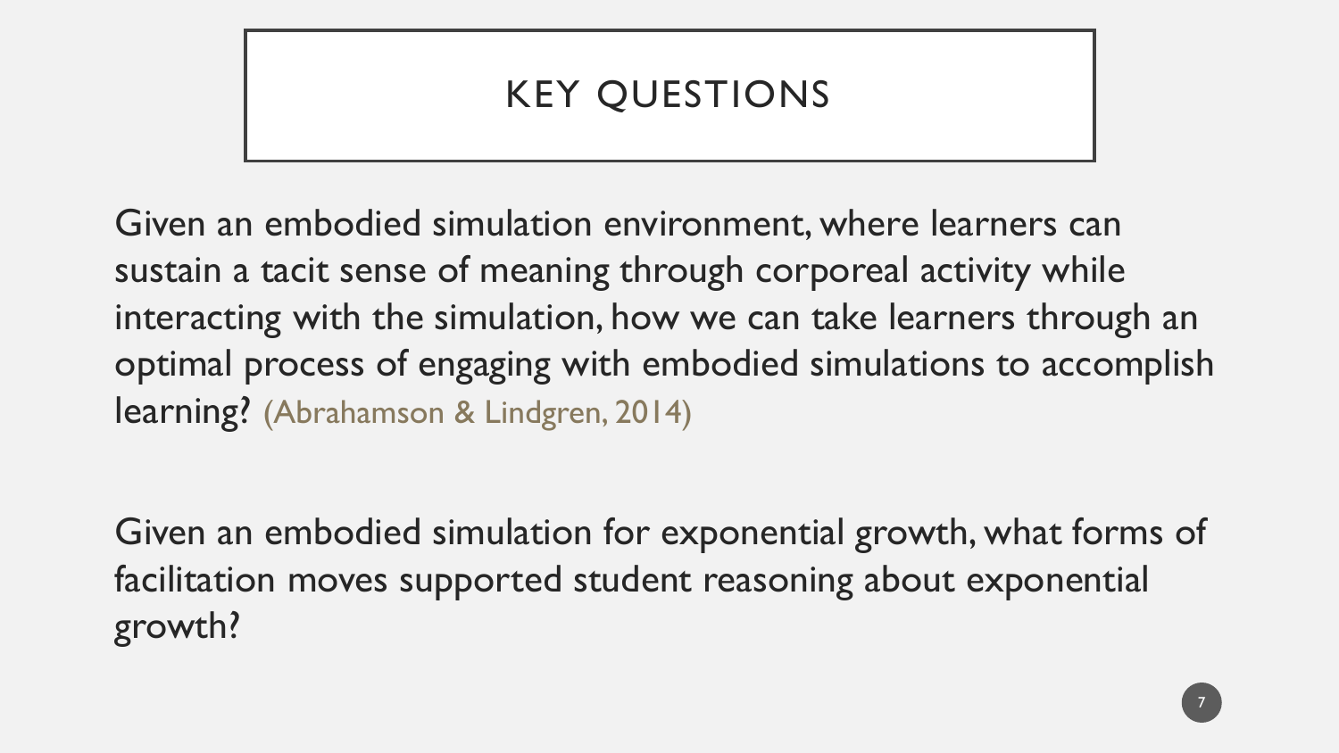# KEY QUESTIONS

Given an embodied simulation environment, where learners can sustain a tacit sense of meaning through corporeal activity while interacting with the simulation, how we can take learners through an optimal process of engaging with embodied simulations to accomplish learning? (Abrahamson & Lindgren, 2014)

Given an embodied simulation for exponential growth, what forms of facilitation moves supported student reasoning about exponential growth?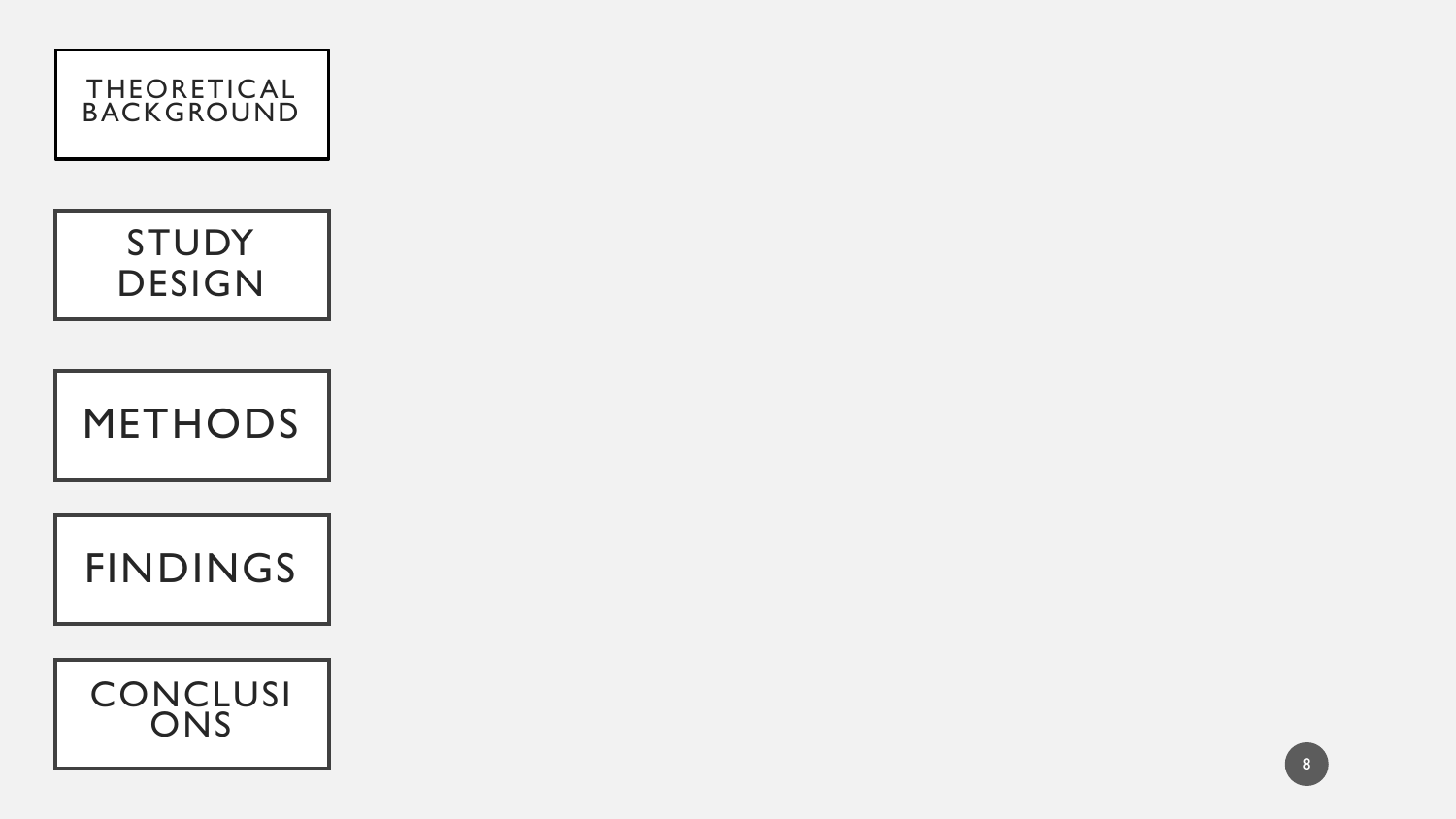THEORETICAL BACKGROUND

STUDY DESIGN

METHODS

FINDINGS

CONCLUSI ONS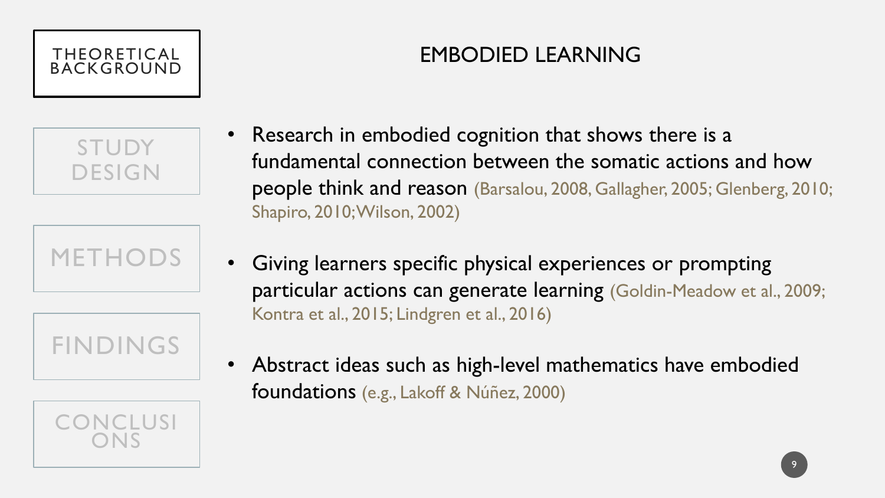THEORETICAL BACKGROUND

STUDY DESIGN

METHODS

FINDINGS

CONCLUSIONS

# EMBODIED LEARNING

- Research in embodied cognition that shows there is a fundamental connection between the somatic actions and how people think and reason (Barsalou, 2008, Gallagher, 2005; Glenberg, 2010; Shapiro, 2010; Wilson, 2002)
- Giving learners specific physical experiences or prompting particular actions can generate learning (Goldin-Meadow et al., 2009; Kontra et al., 2015; Lindgren et al., 2016)
- Abstract ideas such as high-level mathematics have embodied foundations (e.g., Lakoff & Núñez, 2000)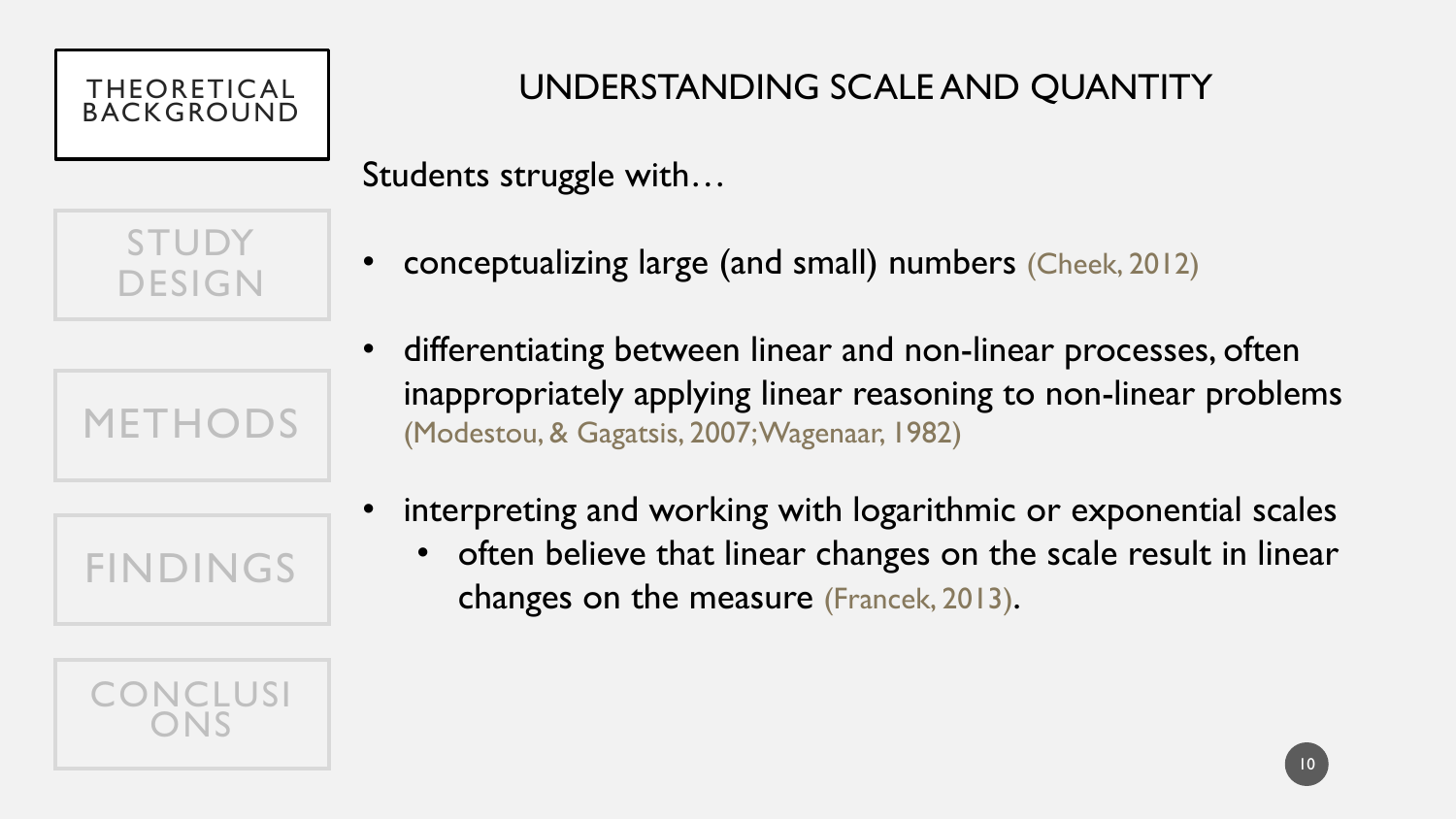THEORETICAL BACKGROUND

STUDY DESIGN

METHODS

FINDINGS

CONCLUSIONS

# UNDERSTANDING SCALE AND QUANTITY

Students struggle with…

- conceptualizing large (and small) numbers (Cheek, 2012)
- differentiating between linear and non-linear processes, often inappropriately applying linear reasoning to non-linear problems (Modestou, & Gagatsis, 2007; Wagenaar, 1982)
- interpreting and working with logarithmic or exponential scales
  - often believe that linear changes on the scale result in linear changes on the measure (Francek, 2013).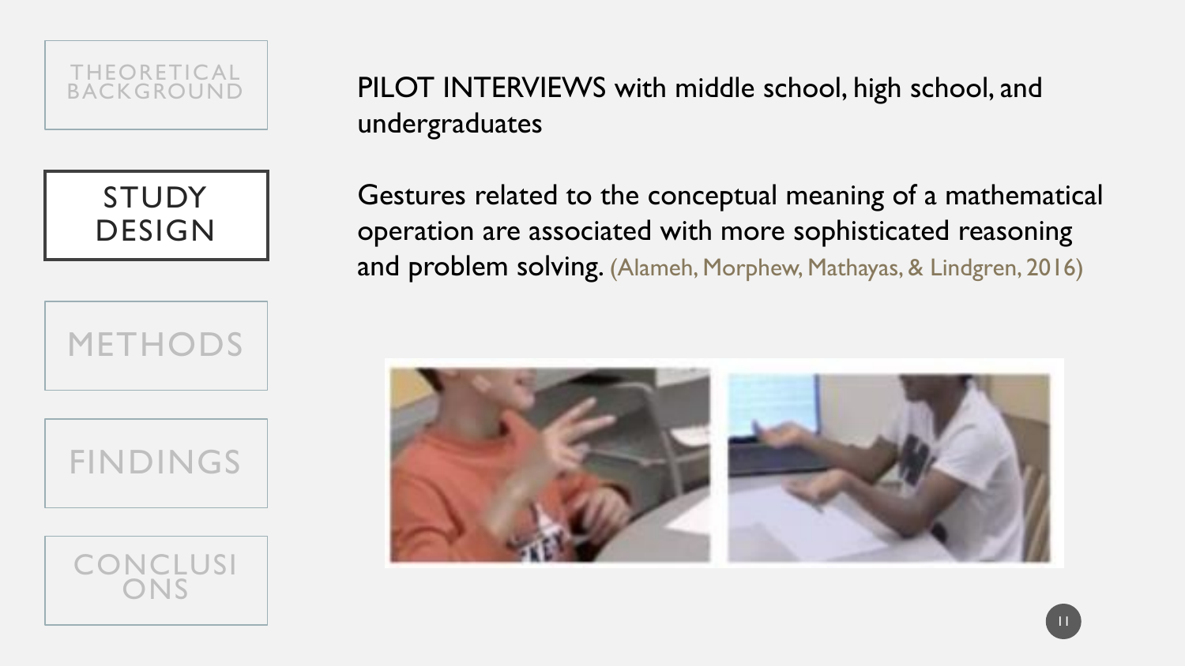THEORETICAL BACKGROUND

**STUDY DESIGN**

METHODS

FINDINGS

CONCLUSIONS

PILOT INTERVIEWS with middle school, high school, and undergraduates

Gestures related to the conceptual meaning of a mathematical operation are associated with more sophisticated reasoning and problem solving. (Alameh, Morphew, Mathayas, & Lindgren, 2016)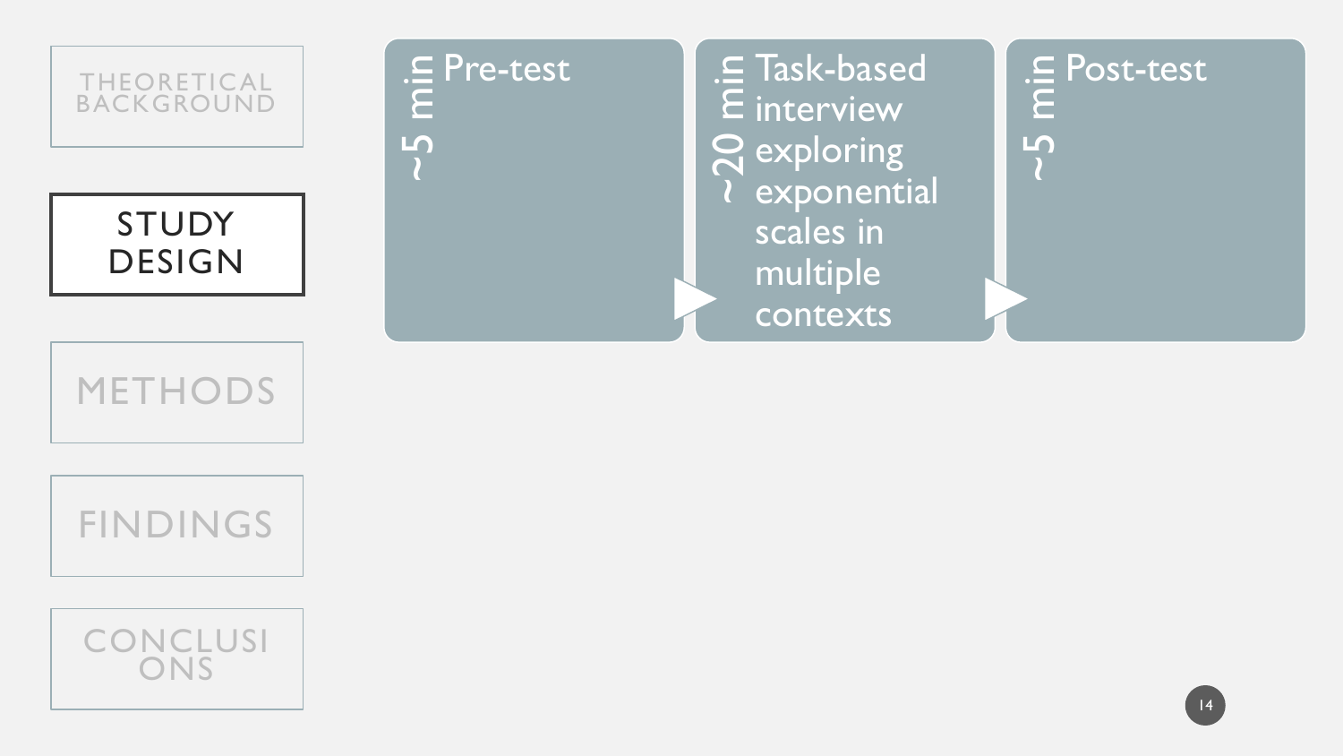- THEORETICAL BACKGROUND
- **STUDY DESIGN**
- METHODS
- FINDINGS
- CONCLUSIONS

~5 min — Pre-test → ~20 min — Task-based interview exploring exponential scales in multiple contexts → ~5 min — Post-test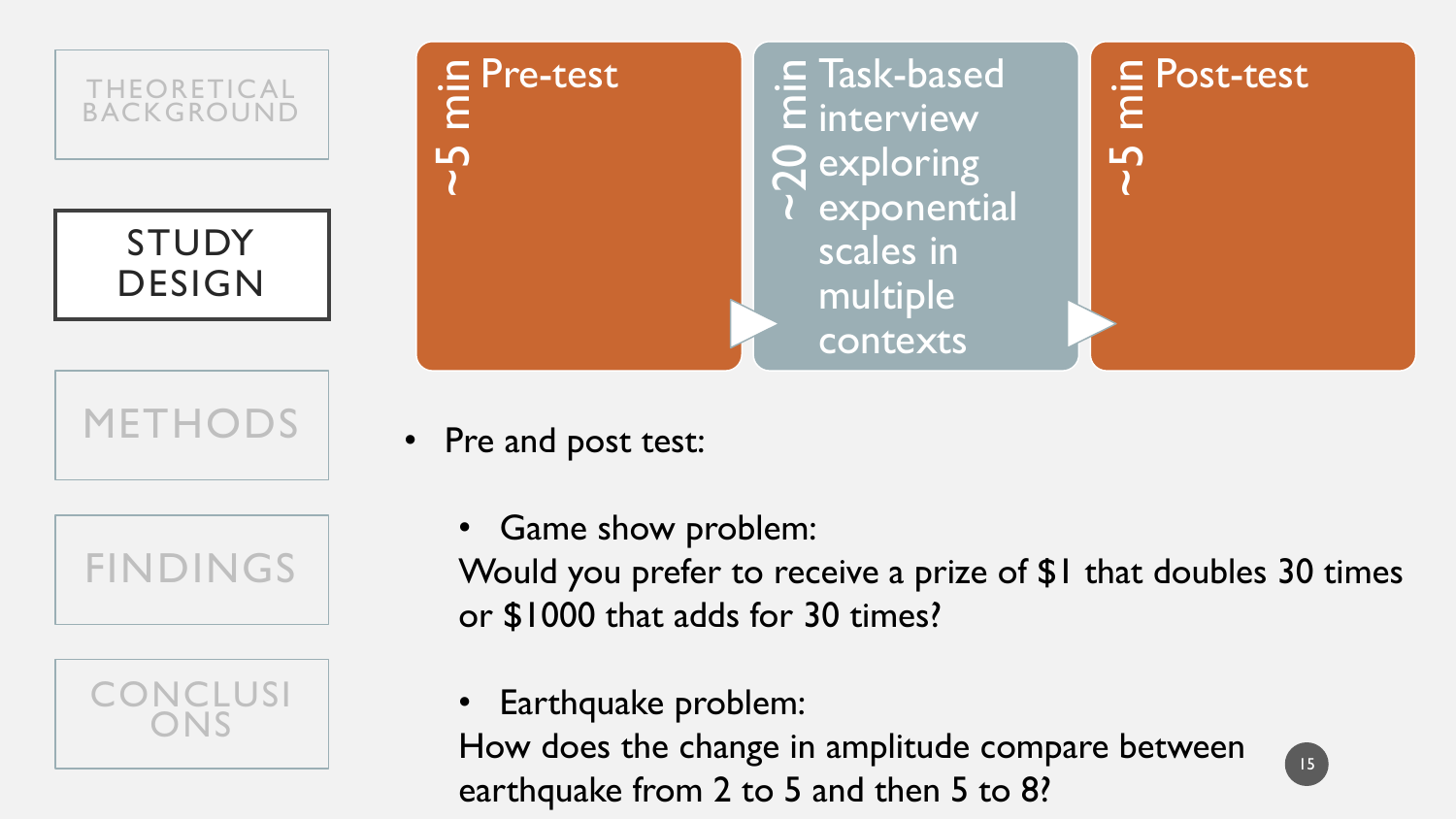THEORETICAL BACKGROUND

## STUDY DESIGN

METHODS

FINDINGS

CONCLUSIONS

| ~5 min | ~20 min | ~5 min |
| --- | --- | --- |
| Pre-test | Task-based interview exploring exponential scales in multiple contexts | Post-test |

- Pre and post test:
  - Game show problem:
    Would you prefer to receive a prize of $1 that doubles 30 times or $1000 that adds for 30 times?
  - Earthquake problem:
    How does the change in amplitude compare between earthquake from 2 to 5 and then 5 to 8?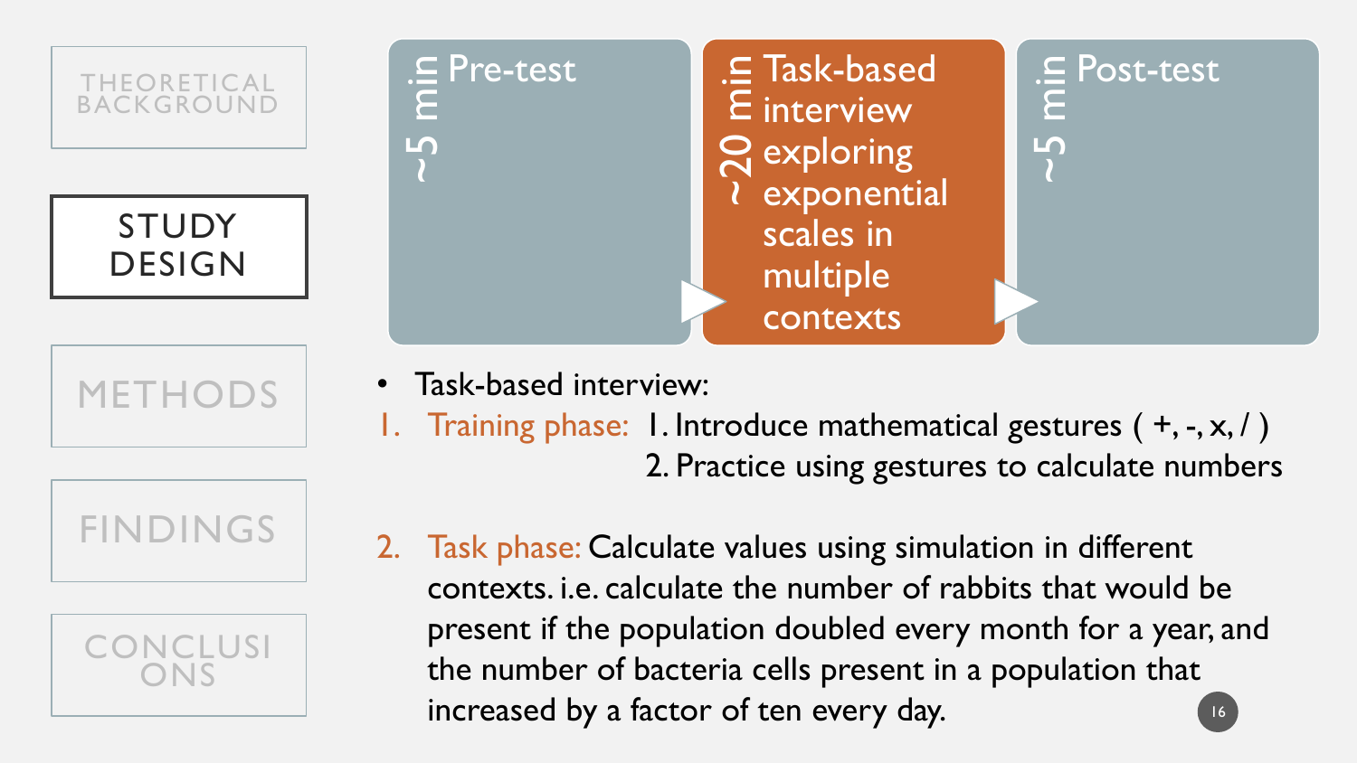- THEORETICAL BACKGROUND
- **STUDY DESIGN**
- METHODS
- FINDINGS
- CONCLUSIONS

| ~5 min | ~20 min | ~5 min |
|---|---|---|
| Pre-test | Task-based interview exploring exponential scales in multiple contexts | Post-test |

- Task-based interview:

1. Training phase:
   1. Introduce mathematical gestures ( +, -, x, / )
   2. Practice using gestures to calculate numbers

2. Task phase: Calculate values using simulation in different contexts. i.e. calculate the number of rabbits that would be present if the population doubled every month for a year, and the number of bacteria cells present in a population that increased by a factor of ten every day.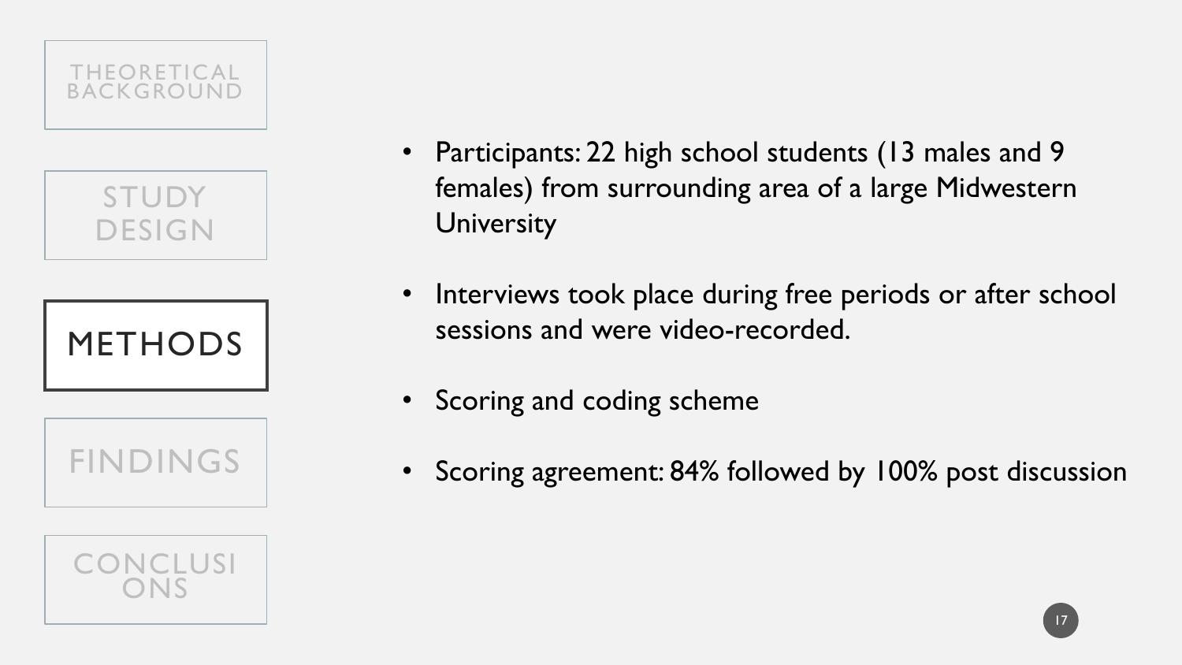THEORETICAL BACKGROUND

STUDY DESIGN

# METHODS

FINDINGS

CONCLUSIONS

- Participants: 22 high school students (13 males and 9 females) from surrounding area of a large Midwestern University
- Interviews took place during free periods or after school sessions and were video-recorded.
- Scoring and coding scheme
- Scoring agreement: 84% followed by 100% post discussion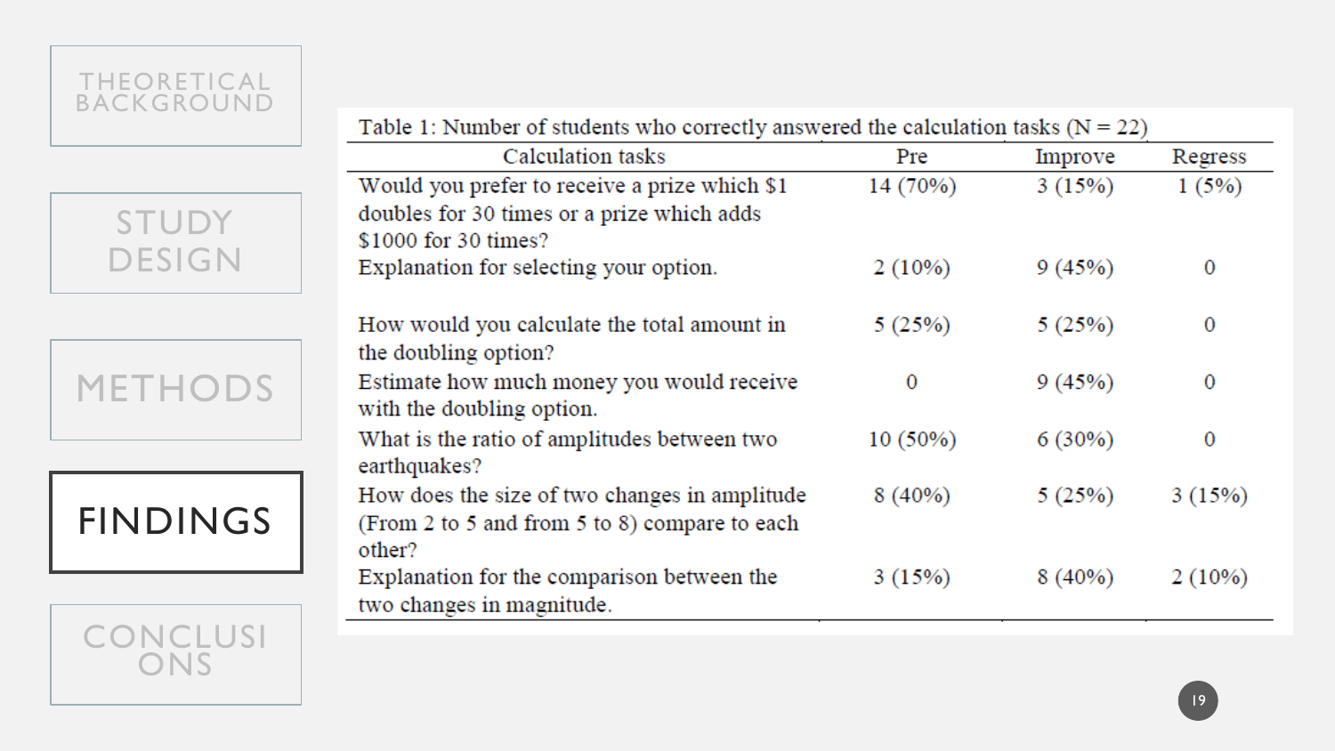THEORETICAL BACKGROUND

STUDY DESIGN

METHODS

**FINDINGS**

CONCLUSIONS

Table 1: Number of students who correctly answered the calculation tasks (N = 22)

| Calculation tasks | Pre | Improve | Regress |
|---|---|---|---|
| Would you prefer to receive a prize which $1 doubles for 30 times or a prize which adds $1000 for 30 times? | 14 (70%) | 3 (15%) | 1 (5%) |
| Explanation for selecting your option. | 2 (10%) | 9 (45%) | 0 |
| How would you calculate the total amount in the doubling option? | 5 (25%) | 5 (25%) | 0 |
| Estimate how much money you would receive with the doubling option. | 0 | 9 (45%) | 0 |
| What is the ratio of amplitudes between two earthquakes? | 10 (50%) | 6 (30%) | 0 |
| How does the size of two changes in amplitude (From 2 to 5 and from 5 to 8) compare to each other? | 8 (40%) | 5 (25%) | 3 (15%) |
| Explanation for the comparison between the two changes in magnitude. | 3 (15%) | 8 (40%) | 2 (10%) |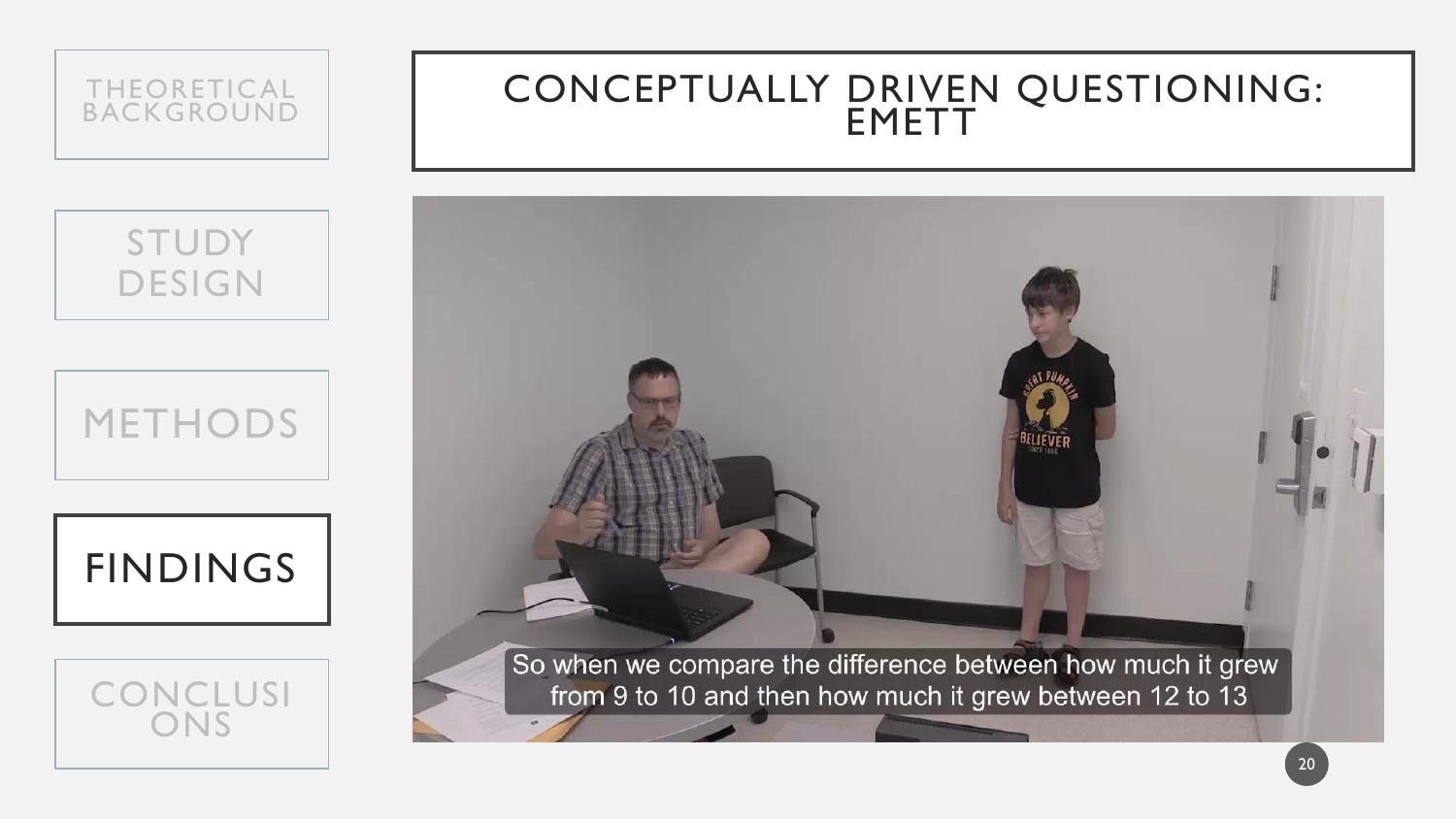THEORETICAL BACKGROUND

STUDY DESIGN

METHODS

**FINDINGS**

CONCLUSIONS

# CONCEPTUALLY DRIVEN QUESTIONING: EMETT

So when we compare the difference between how much it grew from 9 to 10 and then how much it grew between 12 to 13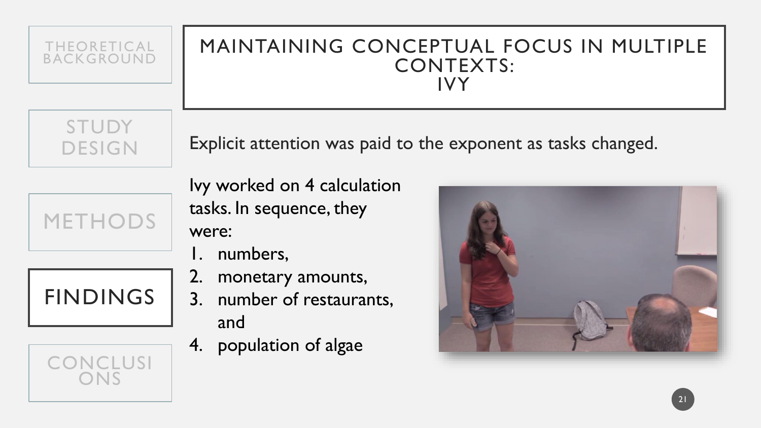# MAINTAINING CONCEPTUAL FOCUS IN MULTIPLE CONTEXTS: IVY

Explicit attention was paid to the exponent as tasks changed.

Ivy worked on 4 calculation tasks. In sequence, they were:

1. numbers,
2. monetary amounts,
3. number of restaurants, and
4. population of algae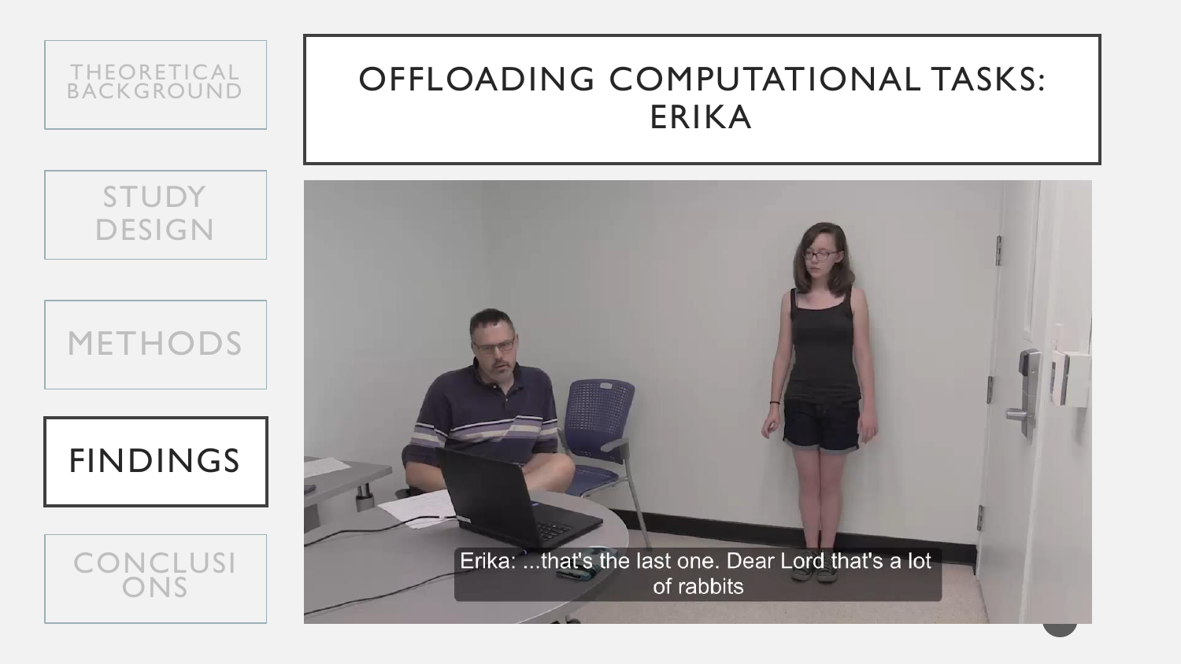THEORETICAL BACKGROUND

STUDY DESIGN

METHODS

FINDINGS

CONCLUSIONS

# OFFLOADING COMPUTATIONAL TASKS: ERIKA

Erika: ...that's the last one. Dear Lord that's a lot of rabbits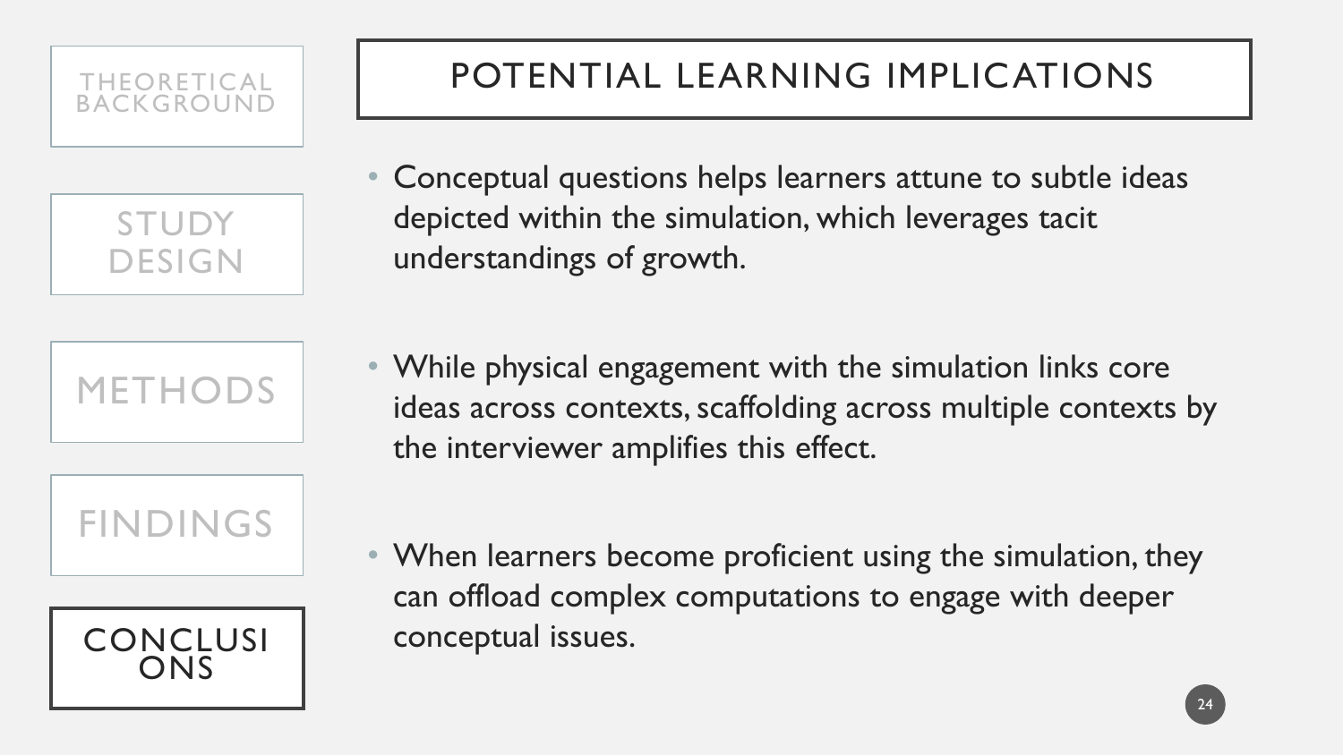THEORETICAL BACKGROUND

STUDY DESIGN

METHODS

FINDINGS

CONCLUSIONS

# POTENTIAL LEARNING IMPLICATIONS

- Conceptual questions helps learners attune to subtle ideas depicted within the simulation, which leverages tacit understandings of growth.

- While physical engagement with the simulation links core ideas across contexts, scaffolding across multiple contexts by the interviewer amplifies this effect.

- When learners become proficient using the simulation, they can offload complex computations to engage with deeper conceptual issues.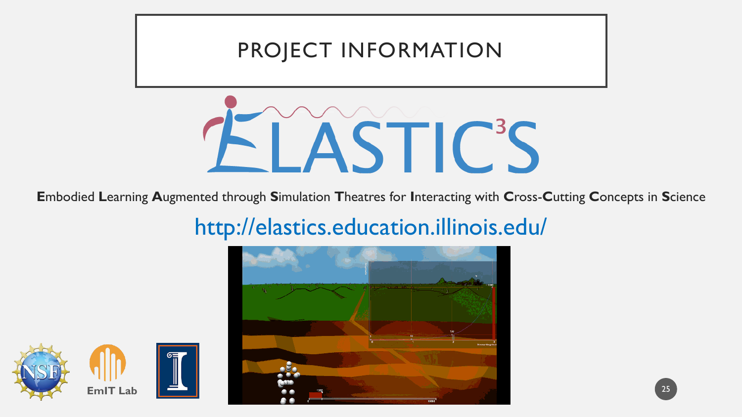# PROJECT INFORMATION

ELASTIC³S

**E**mbodied **L**earning **A**ugmented through **S**imulation **T**heatres for **I**nteracting with **C**ross-**C**utting **C**oncepts in **S**cience

http://elastics.education.illinois.edu/

EmIT Lab